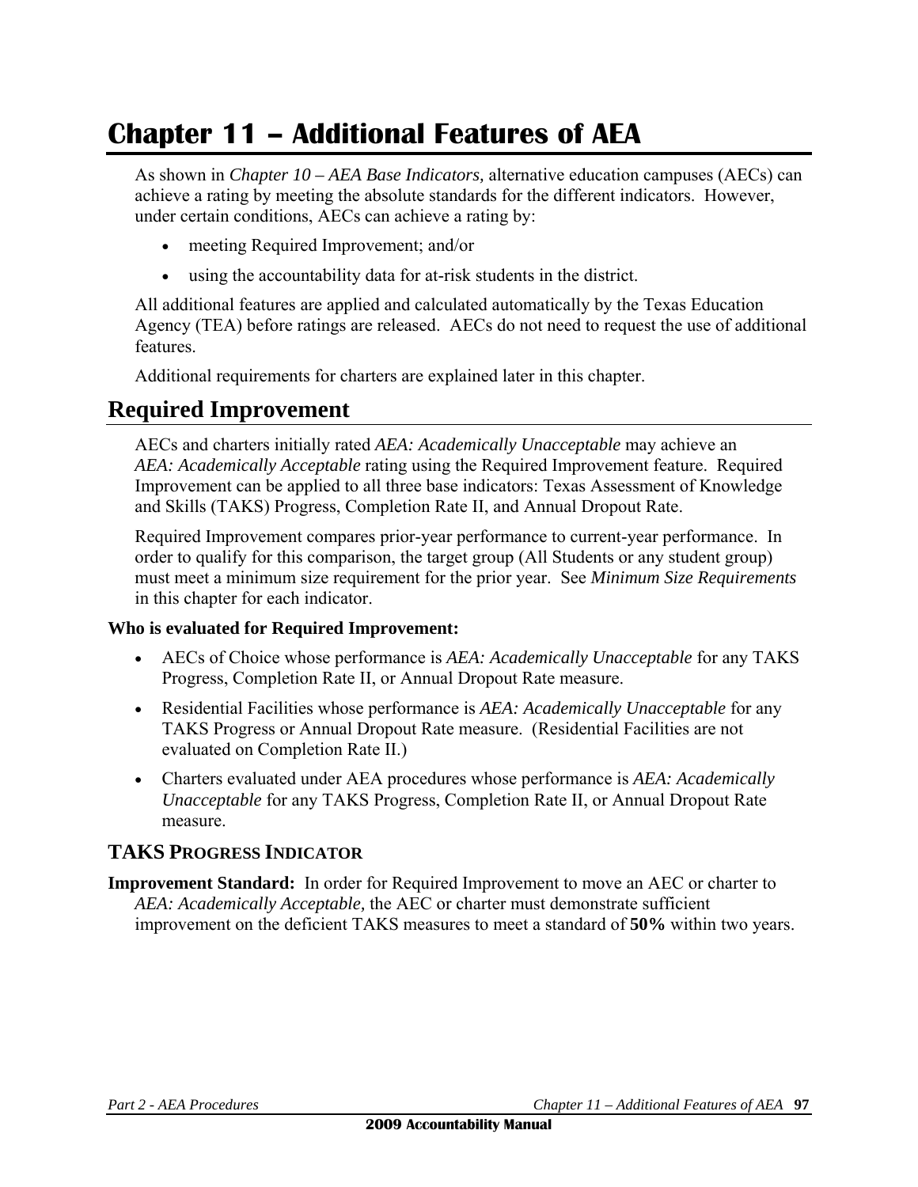# Chapter 11 – Additional Features of AEA

As shown in *Chapter 10 – AEA Base Indicators,* alternative education campuses (AECs) can achieve a rating by meeting the absolute standards for the different indicators. However, under certain conditions, AECs can achieve a rating by:

- meeting Required Improvement; and/or
- using the accountability data for at-risk students in the district.

All additional features are applied and calculated automatically by the Texas Education Agency (TEA) before ratings are released. AECs do not need to request the use of additional features.

Additional requirements for charters are explained later in this chapter.

## Required Improvement

AECs and charters initially rated *AEA: Academically Unacceptable* may achieve an *AEA: Academically Acceptable* rating using the Required Improvement feature. Required Improvement can be applied to all three base indicators: Texas Assessment of Knowledge and Skills (TAKS) Progress, Completion Rate II, and Annual Dropout Rate.

Required Improvement compares prior-year performance to current-year performance. In order to qualify for this comparison, the target group (All Students or any student group) must meet a minimum size requirement for the prior year. See *Minimum Size Requirements* in this chapter for each indicator.

**Who is evaluated for Required Improvement:**

- AECs of Choice whose performance is *AEA: Academically Unacceptable* for any TAKS Progress, Completion Rate II, or Annual Dropout Rate measure.
- Residential Facilities whose performance is *AEA: Academically Unacceptable* for any TAKS Progress or Annual Dropout Rate measure. (Residential Facilities are not evaluated on Completion Rate II.)
- Charters evaluated under AEA procedures whose performance is *AEA: Academically Unacceptable* for any TAKS Progress, Completion Rate II, or Annual Dropout Rate measure.

### TAKS Progress Indicator

**Improvement Standard:** In order for Required Improvement to move an AEC or charter to *AEA: Academically Acceptable,* the AEC or charter must demonstrate sufficient improvement on the deficient TAKS measures to meet a standard of **50%** within two years.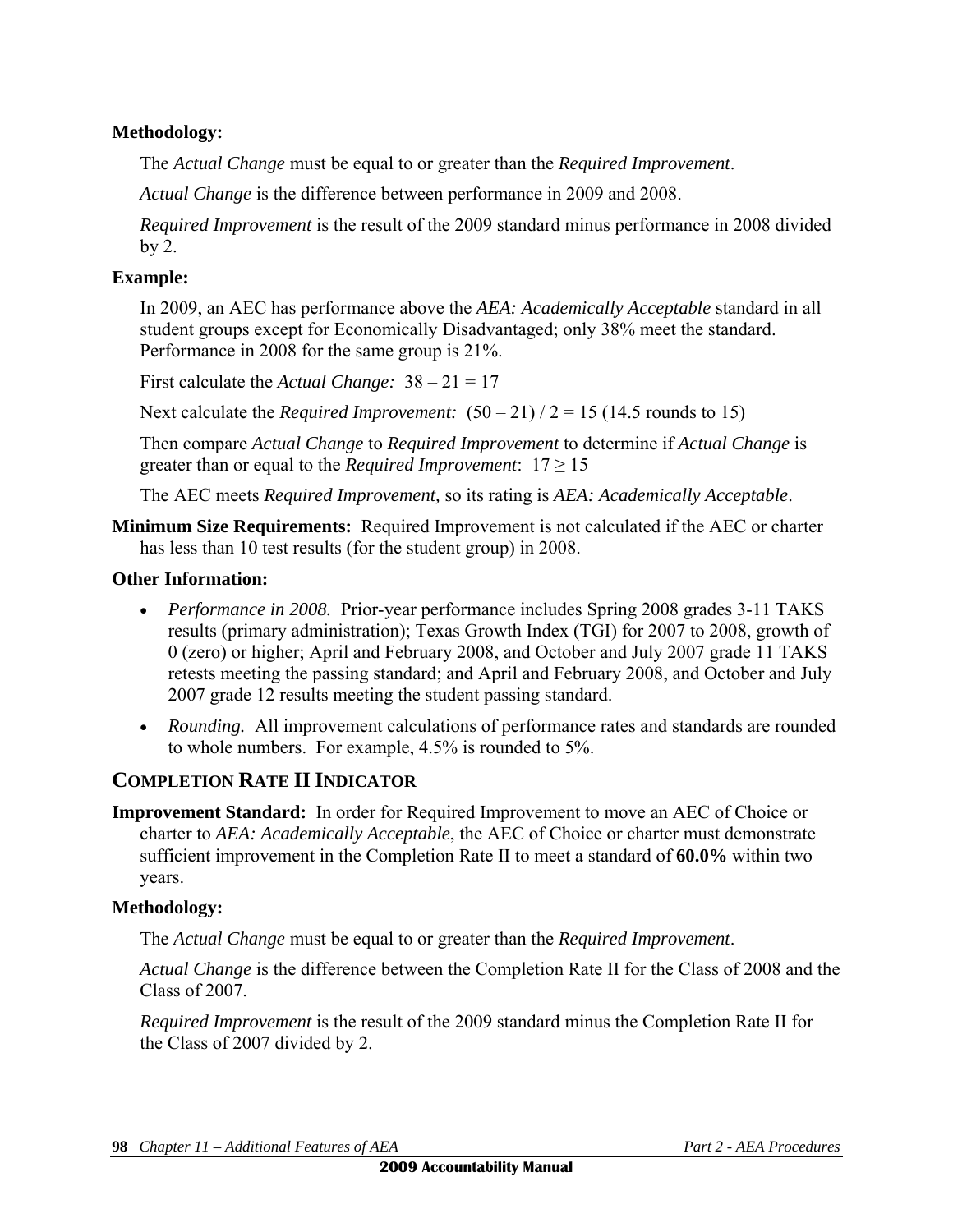**Methodology:**

The *Actual Change* must be equal to or greater than the *Required Improvement*.

*Actual Change* is the difference between performance in 2009 and 2008.

*Required Improvement* is the result of the 2009 standard minus performance in 2008 divided by 2.

**Example:**

In 2009, an AEC has performance above the *AEA: Academically Acceptable* standard in all student groups except for Economically Disadvantaged; only 38% meet the standard. Performance in 2008 for the same group is 21%.

First calculate the *Actual Change:* $38 – 21 = 17$

Next calculate the *Required Improvement:* $(50 – 21) / 2 = 15$ (14.5 rounds to 15)

Then compare *Actual Change* to *Required Improvement* to determine if *Actual Change* is greater than or equal to the *Required Improvement*: $17 \geq 15$

The AEC meets *Required Improvement,* so its rating is *AEA: Academically Acceptable*.

**Minimum Size Requirements:** Required Improvement is not calculated if the AEC or charter has less than 10 test results (for the student group) in 2008.

**Other Information:**

- *Performance in 2008.* Prior-year performance includes Spring 2008 grades 3-11 TAKS results (primary administration); Texas Growth Index (TGI) for 2007 to 2008, growth of 0 (zero) or higher; April and February 2008, and October and July 2007 grade 11 TAKS retests meeting the passing standard; and April and February 2008, and October and July 2007 grade 12 results meeting the student passing standard.
- *Rounding.* All improvement calculations of performance rates and standards are rounded to whole numbers. For example, 4.5% is rounded to 5%.

## COMPLETION RATE II INDICATOR

**Improvement Standard:** In order for Required Improvement to move an AEC of Choice or charter to *AEA: Academically Acceptable*, the AEC of Choice or charter must demonstrate sufficient improvement in the Completion Rate II to meet a standard of **60.0%** within two years.

**Methodology:**

The *Actual Change* must be equal to or greater than the *Required Improvement*.

*Actual Change* is the difference between the Completion Rate II for the Class of 2008 and the Class of 2007.

*Required Improvement* is the result of the 2009 standard minus the Completion Rate II for the Class of 2007 divided by 2.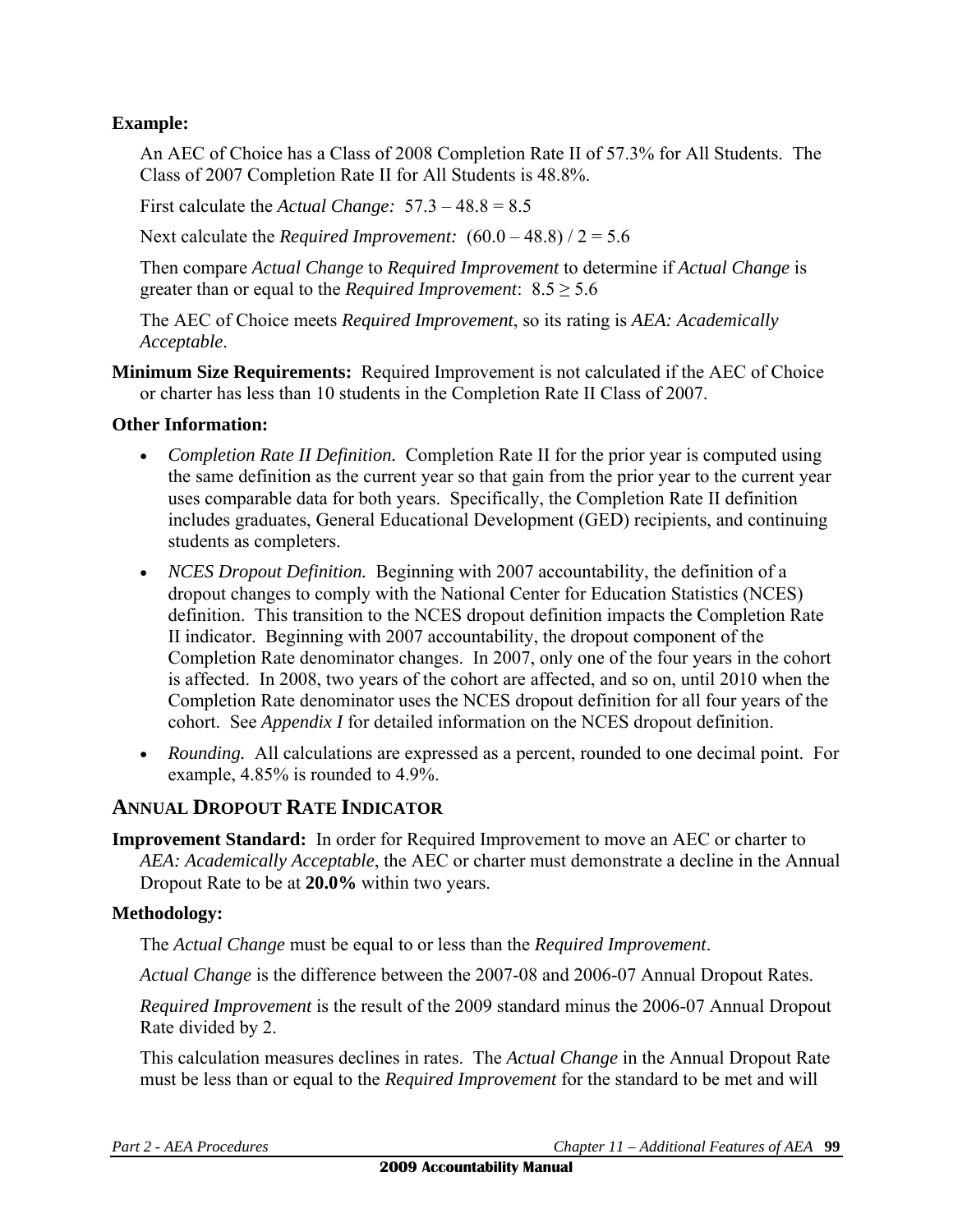**Example:**

An AEC of Choice has a Class of 2008 Completion Rate II of 57.3% for All Students. The Class of 2007 Completion Rate II for All Students is 48.8%.

First calculate the *Actual Change:* $57.3 - 48.8 = 8.5$

Next calculate the *Required Improvement:* $(60.0 - 48.8) / 2 = 5.6$

Then compare *Actual Change* to *Required Improvement* to determine if *Actual Change* is greater than or equal to the *Required Improvement*: $8.5 \geq 5.6$

The AEC of Choice meets *Required Improvement*, so its rating is *AEA: Academically Acceptable*.

**Minimum Size Requirements:** Required Improvement is not calculated if the AEC of Choice or charter has less than 10 students in the Completion Rate II Class of 2007.

**Other Information:**

- *Completion Rate II Definition.* Completion Rate II for the prior year is computed using the same definition as the current year so that gain from the prior year to the current year uses comparable data for both years. Specifically, the Completion Rate II definition includes graduates, General Educational Development (GED) recipients, and continuing students as completers.
- *NCES Dropout Definition.* Beginning with 2007 accountability, the definition of a dropout changes to comply with the National Center for Education Statistics (NCES) definition. This transition to the NCES dropout definition impacts the Completion Rate II indicator. Beginning with 2007 accountability, the dropout component of the Completion Rate denominator changes. In 2007, only one of the four years in the cohort is affected. In 2008, two years of the cohort are affected, and so on, until 2010 when the Completion Rate denominator uses the NCES dropout definition for all four years of the cohort. See *Appendix I* for detailed information on the NCES dropout definition.
- *Rounding.* All calculations are expressed as a percent, rounded to one decimal point. For example, 4.85% is rounded to 4.9%.

## ANNUAL DROPOUT RATE INDICATOR

**Improvement Standard:** In order for Required Improvement to move an AEC or charter to *AEA: Academically Acceptable*, the AEC or charter must demonstrate a decline in the Annual Dropout Rate to be at **20.0%** within two years.

**Methodology:**

The *Actual Change* must be equal to or less than the *Required Improvement*.

*Actual Change* is the difference between the 2007-08 and 2006-07 Annual Dropout Rates.

*Required Improvement* is the result of the 2009 standard minus the 2006-07 Annual Dropout Rate divided by 2.

This calculation measures declines in rates. The *Actual Change* in the Annual Dropout Rate must be less than or equal to the *Required Improvement* for the standard to be met and will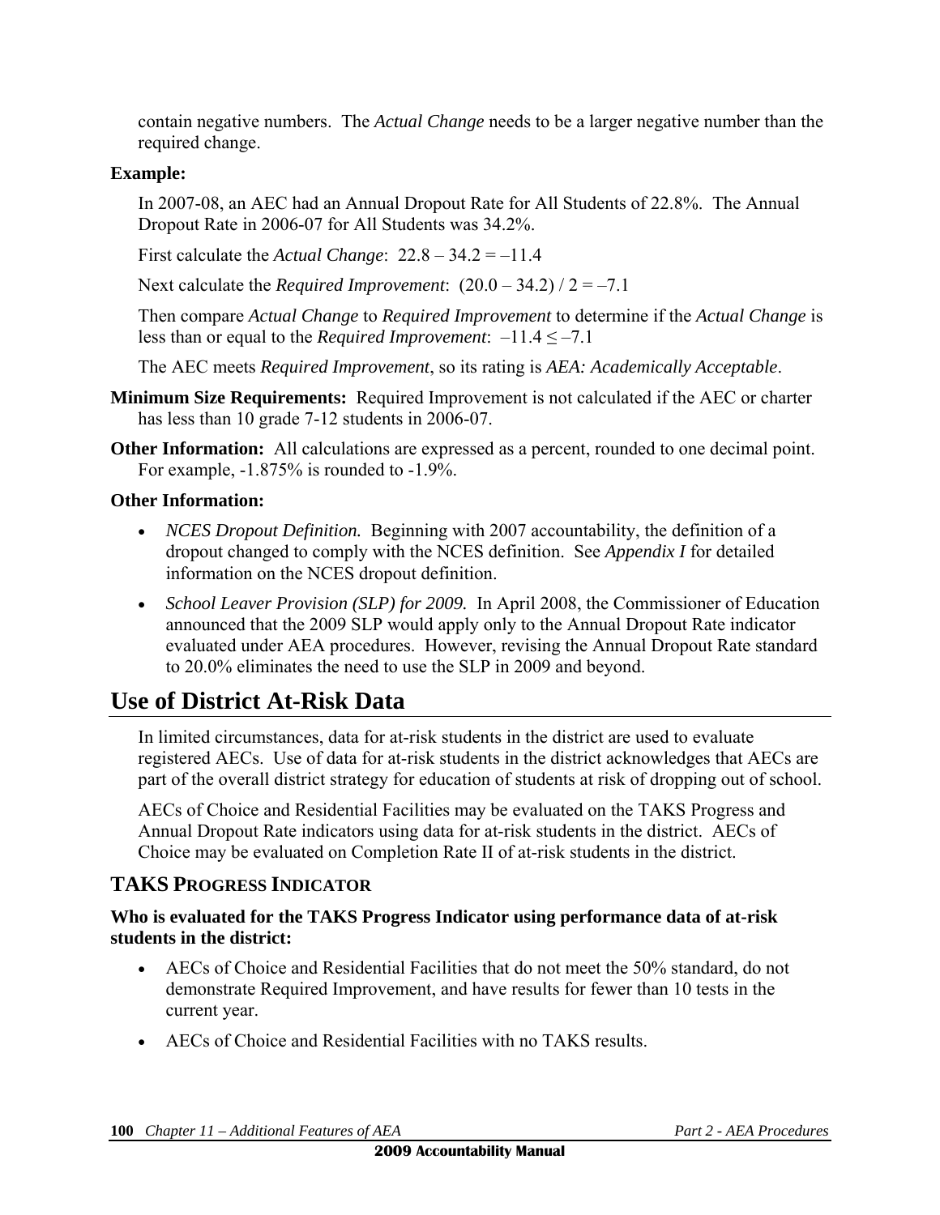contain negative numbers. The *Actual Change* needs to be a larger negative number than the required change.

**Example:**

In 2007-08, an AEC had an Annual Dropout Rate for All Students of 22.8%. The Annual Dropout Rate in 2006-07 for All Students was 34.2%.

First calculate the *Actual Change*: 22.8 – 34.2 = –11.4

Next calculate the *Required Improvement*: (20.0 – 34.2) / 2 = –7.1

Then compare *Actual Change* to *Required Improvement* to determine if the *Actual Change* is less than or equal to the *Required Improvement*: –11.4 ≤ –7.1

The AEC meets *Required Improvement*, so its rating is *AEA: Academically Acceptable*.

**Minimum Size Requirements:** Required Improvement is not calculated if the AEC or charter has less than 10 grade 7-12 students in 2006-07.

**Other Information:** All calculations are expressed as a percent, rounded to one decimal point. For example, -1.875% is rounded to -1.9%.

**Other Information:**

- *NCES Dropout Definition.* Beginning with 2007 accountability, the definition of a dropout changed to comply with the NCES definition. See *Appendix I* for detailed information on the NCES dropout definition.
- *School Leaver Provision (SLP) for 2009.* In April 2008, the Commissioner of Education announced that the 2009 SLP would apply only to the Annual Dropout Rate indicator evaluated under AEA procedures. However, revising the Annual Dropout Rate standard to 20.0% eliminates the need to use the SLP in 2009 and beyond.

# Use of District At-Risk Data

In limited circumstances, data for at-risk students in the district are used to evaluate registered AECs. Use of data for at-risk students in the district acknowledges that AECs are part of the overall district strategy for education of students at risk of dropping out of school.

AECs of Choice and Residential Facilities may be evaluated on the TAKS Progress and Annual Dropout Rate indicators using data for at-risk students in the district. AECs of Choice may be evaluated on Completion Rate II of at-risk students in the district.

## TAKS Progress Indicator

**Who is evaluated for the TAKS Progress Indicator using performance data of at-risk students in the district:**

- AECs of Choice and Residential Facilities that do not meet the 50% standard, do not demonstrate Required Improvement, and have results for fewer than 10 tests in the current year.
- AECs of Choice and Residential Facilities with no TAKS results.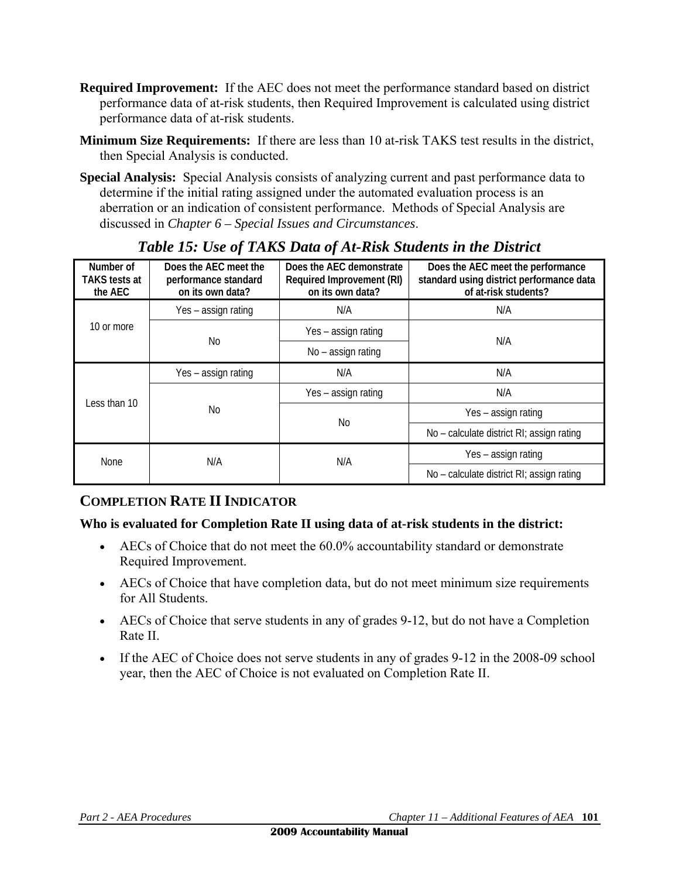**Required Improvement:** If the AEC does not meet the performance standard based on district performance data of at-risk students, then Required Improvement is calculated using district performance data of at-risk students.

**Minimum Size Requirements:** If there are less than 10 at-risk TAKS test results in the district, then Special Analysis is conducted.

**Special Analysis:** Special Analysis consists of analyzing current and past performance data to determine if the initial rating assigned under the automated evaluation process is an aberration or an indication of consistent performance. Methods of Special Analysis are discussed in *Chapter 6 – Special Issues and Circumstances*.

### *Table 15: Use of TAKS Data of At-Risk Students in the District*

| Number of TAKS tests at the AEC | Does the AEC meet the performance standard on its own data? | Does the AEC demonstrate Required Improvement (RI) on its own data? | Does the AEC meet the performance standard using district performance data of at-risk students? |
|---|---|---|---|
| 10 or more | Yes – assign rating | N/A | N/A |
| | No | Yes – assign rating | N/A |
| | | No – assign rating | |
| Less than 10 | Yes – assign rating | N/A | N/A |
| | No | Yes – assign rating | N/A |
| | | No | Yes – assign rating |
| | | | No – calculate district RI; assign rating |
| None | N/A | N/A | Yes – assign rating |
| | | | No – calculate district RI; assign rating |

## COMPLETION RATE II INDICATOR

**Who is evaluated for Completion Rate II using data of at-risk students in the district:**

- AECs of Choice that do not meet the 60.0% accountability standard or demonstrate Required Improvement.
- AECs of Choice that have completion data, but do not meet minimum size requirements for All Students.
- AECs of Choice that serve students in any of grades 9-12, but do not have a Completion Rate II.
- If the AEC of Choice does not serve students in any of grades 9-12 in the 2008-09 school year, then the AEC of Choice is not evaluated on Completion Rate II.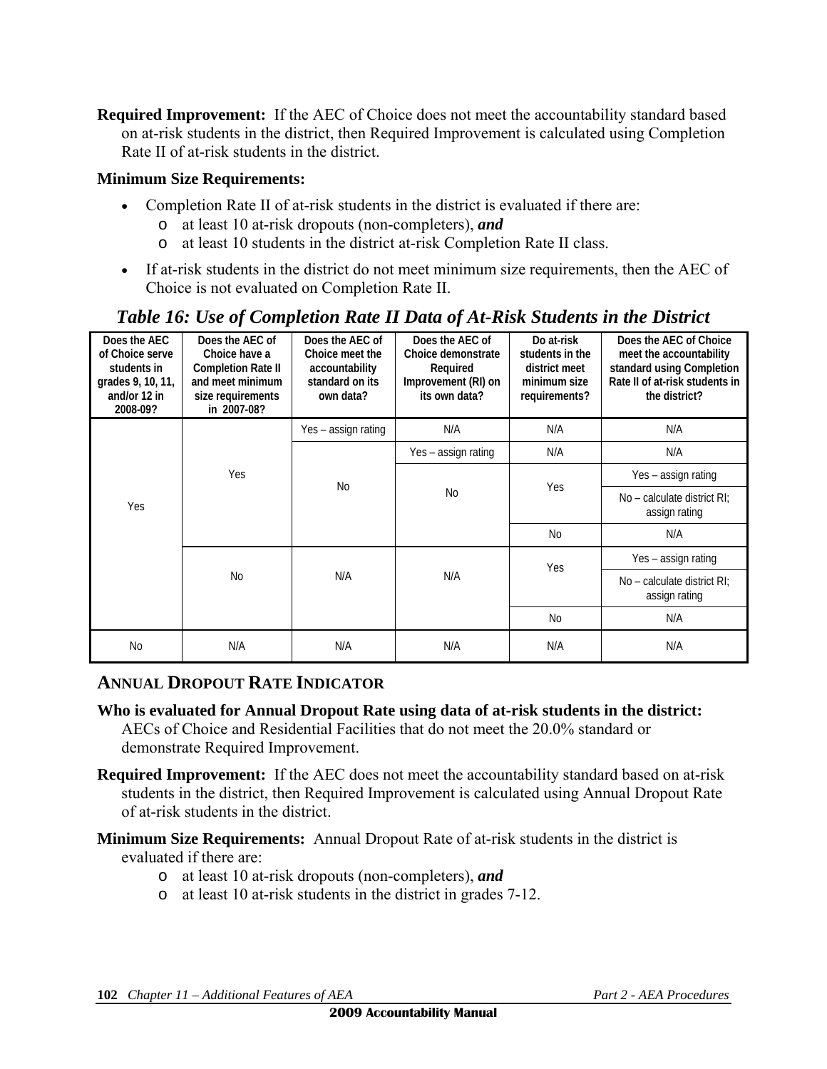**Required Improvement:** If the AEC of Choice does not meet the accountability standard based on at-risk students in the district, then Required Improvement is calculated using Completion Rate II of at-risk students in the district.

**Minimum Size Requirements:**

- Completion Rate II of at-risk students in the district is evaluated if there are:
  - at least 10 at-risk dropouts (non-completers), ***and***
  - at least 10 students in the district at-risk Completion Rate II class.
- If at-risk students in the district do not meet minimum size requirements, then the AEC of Choice is not evaluated on Completion Rate II.

### *Table 16: Use of Completion Rate II Data of At-Risk Students in the District*

| Does the AEC of Choice serve students in grades 9, 10, 11, and/or 12 in 2008-09? | Does the AEC of Choice have a Completion Rate II and meet minimum size requirements in 2007-08? | Does the AEC of Choice meet the accountability standard on its own data? | Does the AEC of Choice demonstrate Required Improvement (RI) on its own data? | Do at-risk students in the district meet minimum size requirements? | Does the AEC of Choice meet the accountability standard using Completion Rate II of at-risk students in the district? |
|---|---|---|---|---|---|
| Yes | Yes | Yes – assign rating | N/A | N/A | N/A |
| | | No | Yes – assign rating | N/A | N/A |
| | | | No | Yes | Yes – assign rating |
| | | | | | No – calculate district RI; assign rating |
| | | | | No | N/A |
| | No | N/A | N/A | Yes | Yes – assign rating |
| | | | | | No – calculate district RI; assign rating |
| | | | | No | N/A |
| No | N/A | N/A | N/A | N/A | N/A |

## ANNUAL DROPOUT RATE INDICATOR

**Who is evaluated for Annual Dropout Rate using data of at-risk students in the district:** AECs of Choice and Residential Facilities that do not meet the 20.0% standard or demonstrate Required Improvement.

**Required Improvement:** If the AEC does not meet the accountability standard based on at-risk students in the district, then Required Improvement is calculated using Annual Dropout Rate of at-risk students in the district.

**Minimum Size Requirements:** Annual Dropout Rate of at-risk students in the district is evaluated if there are:

- at least 10 at-risk dropouts (non-completers), ***and***
- at least 10 at-risk students in the district in grades 7-12.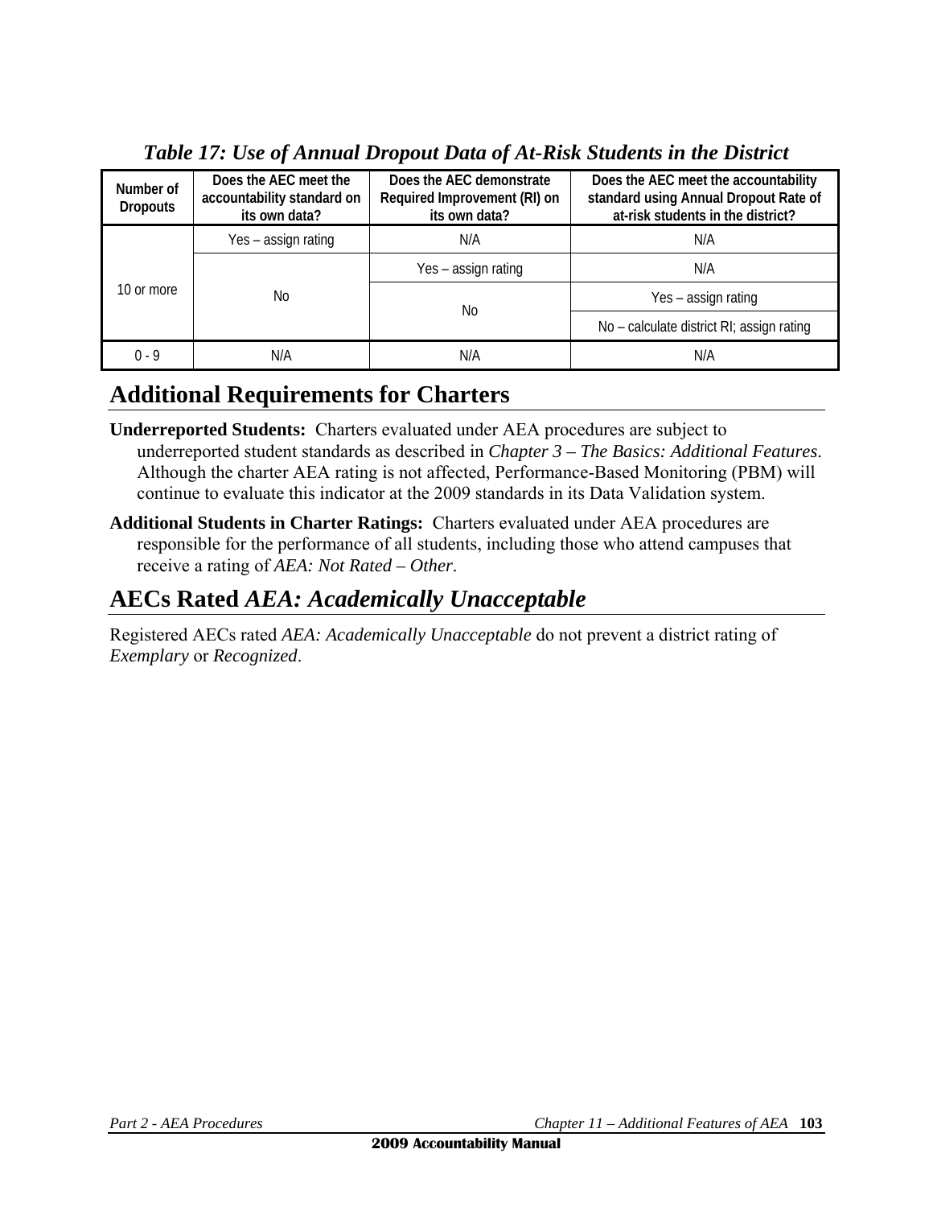*Table 17: Use of Annual Dropout Data of At-Risk Students in the District*

| Number of Dropouts | Does the AEC meet the accountability standard on its own data? | Does the AEC demonstrate Required Improvement (RI) on its own data? | Does the AEC meet the accountability standard using Annual Dropout Rate of at-risk students in the district? |
|---|---|---|---|
| 10 or more | Yes – assign rating | N/A | N/A |
| | No | Yes – assign rating | N/A |
| | | No | Yes – assign rating |
| | | | No – calculate district RI; assign rating |
| 0 - 9 | N/A | N/A | N/A |

## Additional Requirements for Charters

**Underreported Students:** Charters evaluated under AEA procedures are subject to underreported student standards as described in *Chapter 3 – The Basics: Additional Features*. Although the charter AEA rating is not affected, Performance-Based Monitoring (PBM) will continue to evaluate this indicator at the 2009 standards in its Data Validation system.

**Additional Students in Charter Ratings:** Charters evaluated under AEA procedures are responsible for the performance of all students, including those who attend campuses that receive a rating of *AEA: Not Rated – Other*.

## AECs Rated *AEA: Academically Unacceptable*

Registered AECs rated *AEA: Academically Unacceptable* do not prevent a district rating of *Exemplary* or *Recognized*.